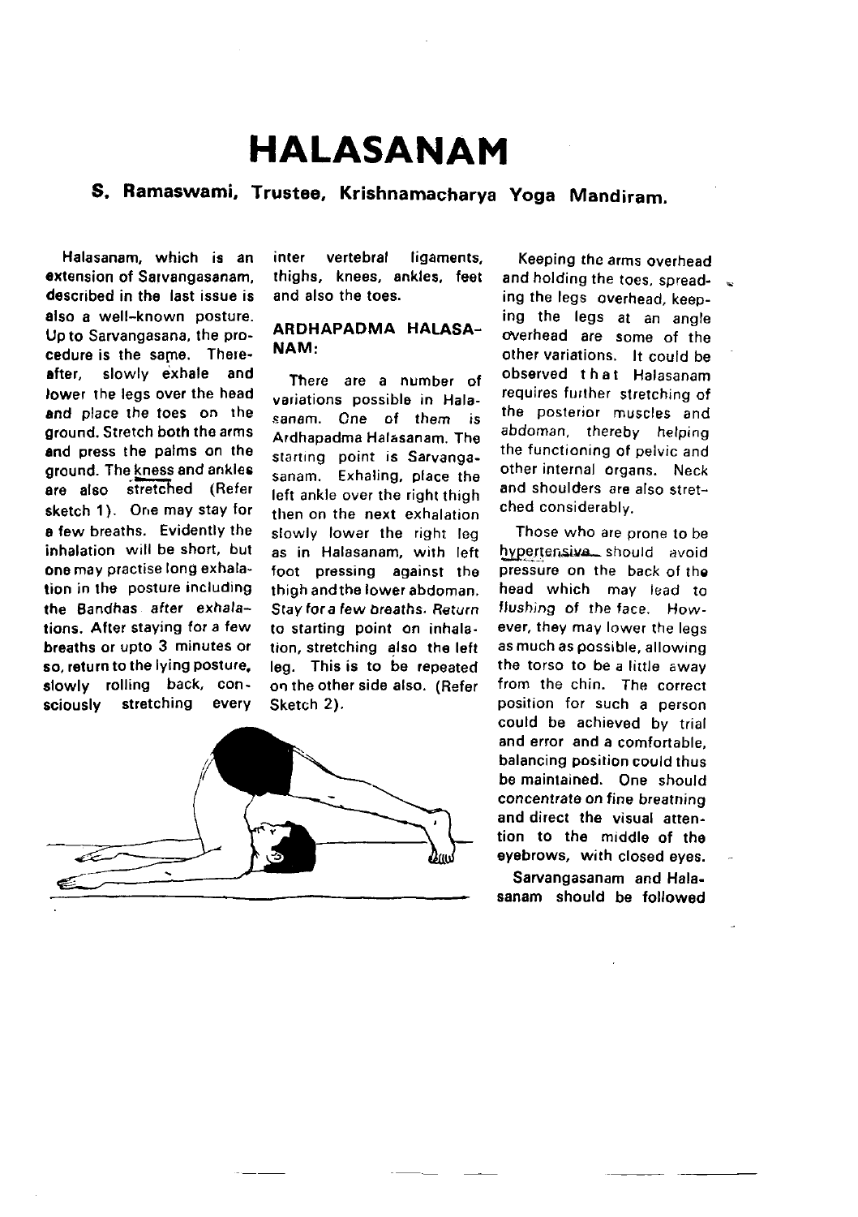# HALASANAM

## S. Ramaswami, Trustee, Krishnamacharya Yoga Mandiram.

Halasanam, which is an extension of Sarvangasanam, described in the last issue is also a well-known posture. Up to Sarvangasana, the procedure is the same. Thereafter, slowly exhale and lower the legs over the head and place the toes on the ground. Stretch both the arms and press the palms on the ground. The kness and ankles are also stretched (Refer sketch 1). One may stay for a few breaths. Evidently the inhalation will be short, but one may practise long exhalation in the posture including the Bandhas after exhalations. After staying for a few breaths or upto 3 minutes or so, return to the lying posture, slowly rolling back, consciously stretching every inter vertebral ligaments, thighs, knees, ankles, feet and also the toes.

### ARDHAPADMA HALASANAM:

There are a number of variations possible in Halasanam. One of them is Ardhapadma Halasanam. The starting point is Sarvangasanam. Exhaling, place the left ankle over the right thigh then on the next exhalation slowly lower the right leg as in Halasanam, with left foot pressing against the thigh and the lower abdomen. Stay for a few breaths. Return to starting point on inhalation, stretching also the left leg. This is to be repeated on the other side also. (Refer Sketch 2).

Keeping the arms overhead and holding the toes, spreading the legs overhead, keeping the legs at an angle overhead are some of the other variations. It could be observed that Halasanam requires further stretching of the posterior muscles and abdoman, thereby helping the functioning of pelvic and other internal organs. Neck and shoulders are also stretched considerably.

Those who are prone to be hypertensive should avoid pressure on the back of the head which may lead to flushing of the face. However, they may lower the legs as much as possible, allowing the torso to be a little away from the chin. The correct position for such a person could be achieved by trial and error and a comfortable, balancing position could thus be maintained. One should concentrate on fine breathing and direct the visual attention to the middle of the eyebrows, with closed eyes.

Sarvangasanam and Halasanam should be followed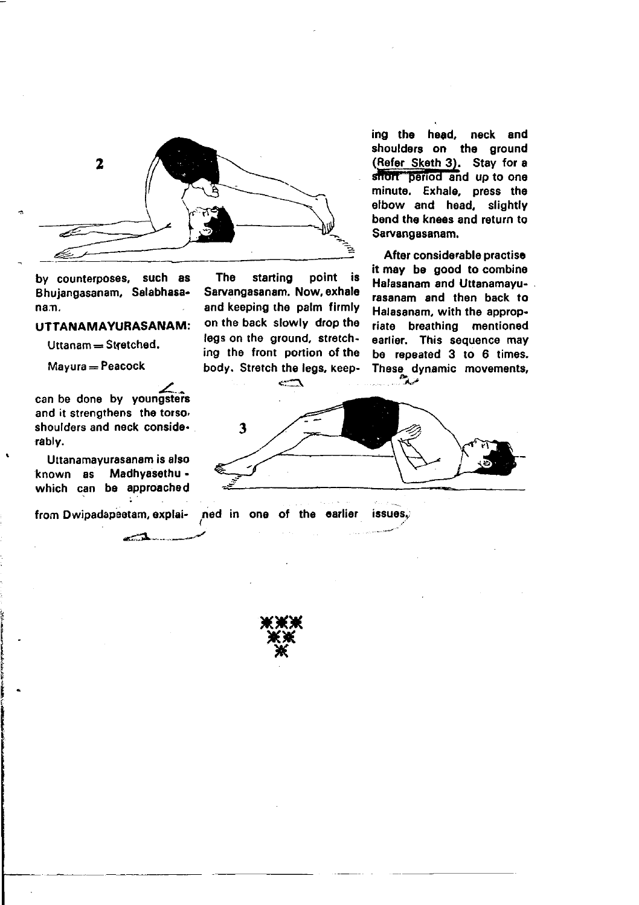by counterposes, such as Bhujangasanam, Salabhasanam.

## UTTANAMAYURASANAM:

Uttanam = Stretched.

Mayura = Peacock

can be done by youngsters and it strengthens the torso, shoulders and neck considerably.

Uttanamayurasanam is also known as Madhyasethu - which can be approached from Dwipadapeetam, explained in one of the earlier issues.

The starting point is Sarvangasanam. Now, exhale and keeping the palm firmly on the back slowly drop the legs on the ground, stretching the front portion of the body. Stretch the legs, keeping the head, neck and shoulders on the ground (Refer Sketh 3). Stay for a short period and up to one minute. Exhale, press the elbow and head, slightly bend the knees and return to Sarvangasanam.

After considerable practise it may be good to combine Halasanam and Uttanamayurasanam and then back to Halasanam, with the appropriate breathing mentioned earlier. This sequence may be repeated 3 to 6 times. These dynamic movements,

***
**
*